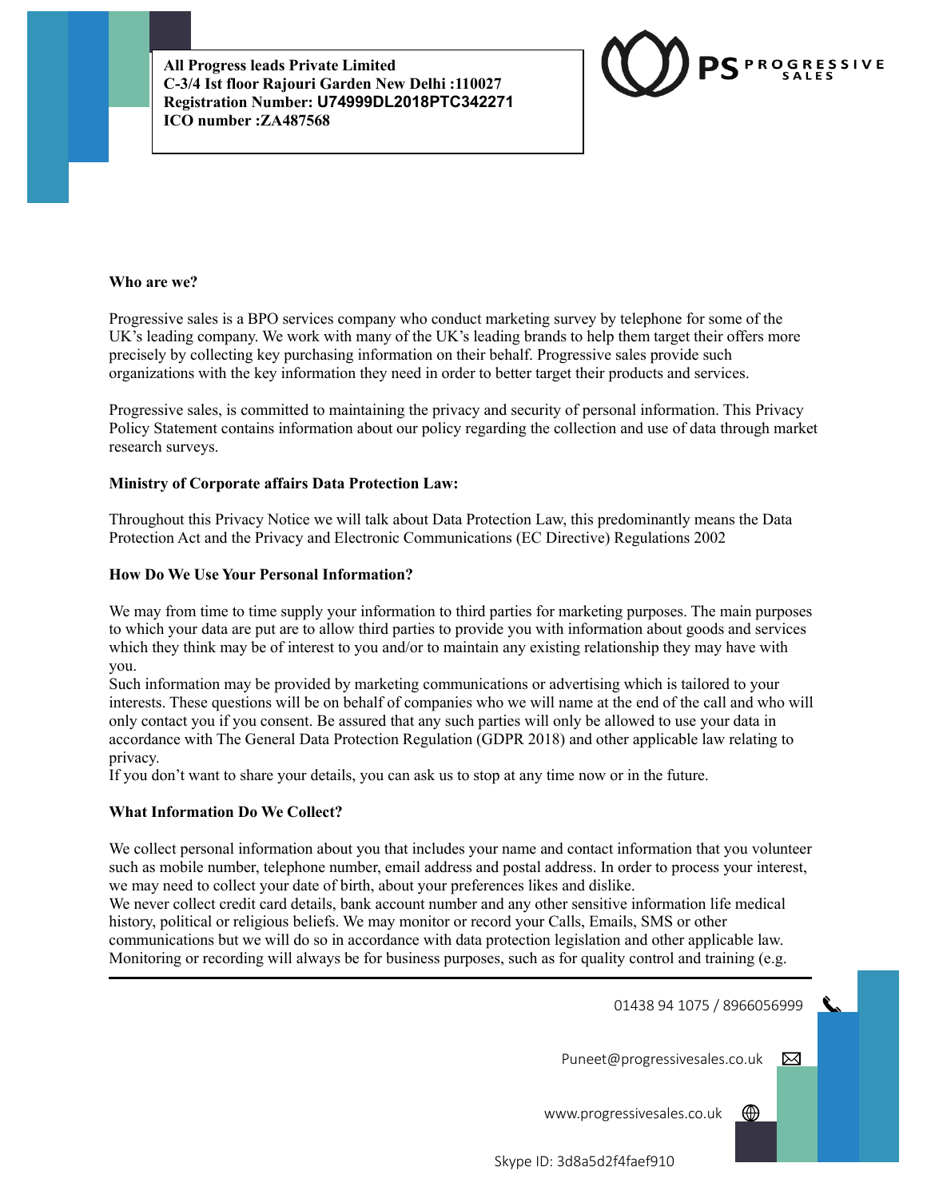**All Progress leads Private Limited**
**C-3/4 Ist floor Rajouri Garden New Delhi :110027**
**Registration Number: U74999DL2018PTC342271**
**ICO number :ZA487568**

PS PROGRESSIVE SALES

**Who are we?**

Progressive sales is a BPO services company who conduct marketing survey by telephone for some of the UK's leading company. We work with many of the UK's leading brands to help them target their offers more precisely by collecting key purchasing information on their behalf. Progressive sales provide such organizations with the key information they need in order to better target their products and services.

Progressive sales, is committed to maintaining the privacy and security of personal information. This Privacy Policy Statement contains information about our policy regarding the collection and use of data through market research surveys.

**Ministry of Corporate affairs Data Protection Law:**

Throughout this Privacy Notice we will talk about Data Protection Law, this predominantly means the Data Protection Act and the Privacy and Electronic Communications (EC Directive) Regulations 2002

**How Do We Use Your Personal Information?**

We may from time to time supply your information to third parties for marketing purposes. The main purposes to which your data are put are to allow third parties to provide you with information about goods and services which they think may be of interest to you and/or to maintain any existing relationship they may have with you.
Such information may be provided by marketing communications or advertising which is tailored to your interests. These questions will be on behalf of companies who we will name at the end of the call and who will only contact you if you consent. Be assured that any such parties will only be allowed to use your data in accordance with The General Data Protection Regulation (GDPR 2018) and other applicable law relating to privacy.
If you don't want to share your details, you can ask us to stop at any time now or in the future.

**What Information Do We Collect?**

We collect personal information about you that includes your name and contact information that you volunteer such as mobile number, telephone number, email address and postal address. In order to process your interest, we may need to collect your date of birth, about your preferences likes and dislike.
We never collect credit card details, bank account number and any other sensitive information life medical history, political or religious beliefs. We may monitor or record your Calls, Emails, SMS or other communications but we will do so in accordance with data protection legislation and other applicable law. Monitoring or recording will always be for business purposes, such as for quality control and training (e.g.

---

01438 94 1075 / 8966056999

Puneet@progressivesales.co.uk

www.progressivesales.co.uk

Skype ID: 3d8a5d2f4faef910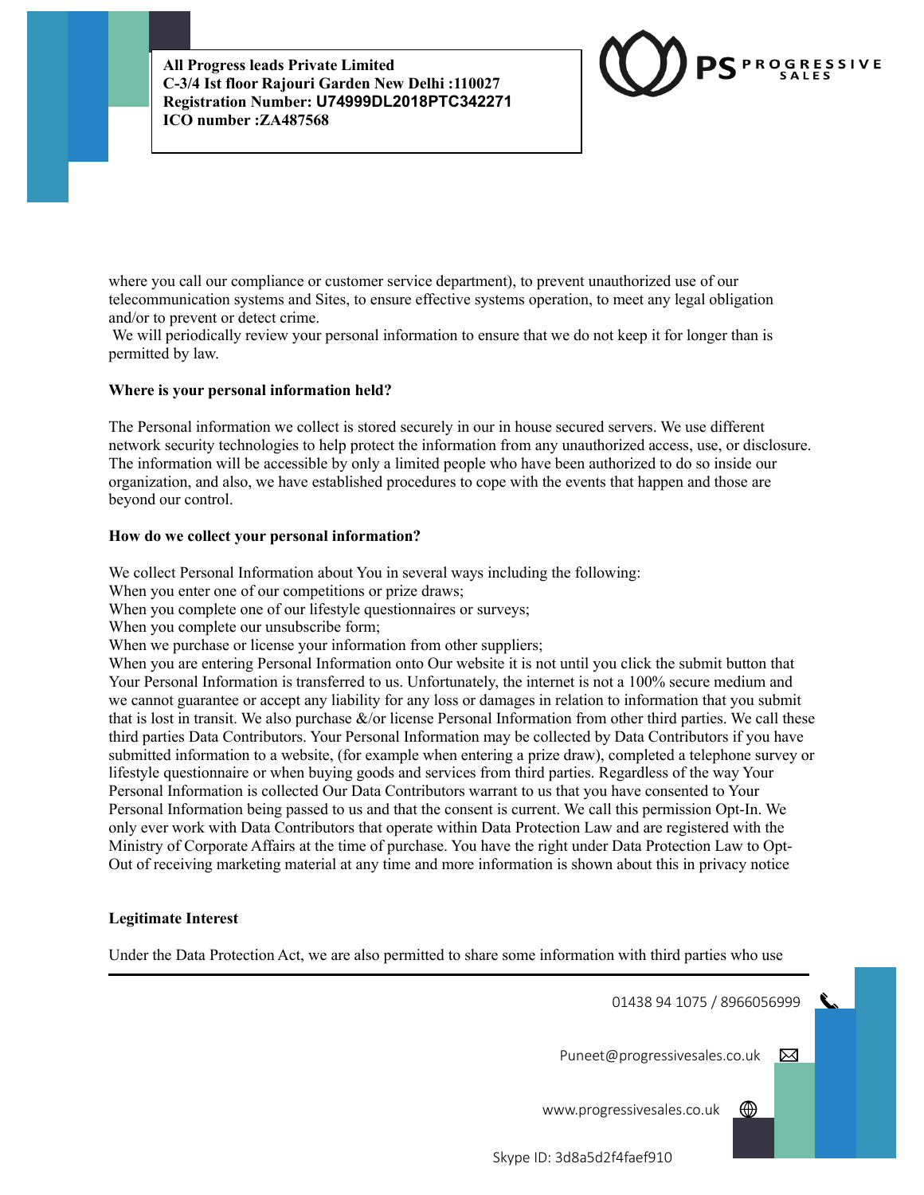where you call our compliance or customer service department), to prevent unauthorized use of our telecommunication systems and Sites, to ensure effective systems operation, to meet any legal obligation and/or to prevent or detect crime.

We will periodically review your personal information to ensure that we do not keep it for longer than is permitted by law.

**Where is your personal information held?**

The Personal information we collect is stored securely in our in house secured servers. We use different network security technologies to help protect the information from any unauthorized access, use, or disclosure. The information will be accessible by only a limited people who have been authorized to do so inside our organization, and also, we have established procedures to cope with the events that happen and those are beyond our control.

**How do we collect your personal information?**

We collect Personal Information about You in several ways including the following:

When you enter one of our competitions or prize draws;

When you complete one of our lifestyle questionnaires or surveys;

When you complete our unsubscribe form;

When we purchase or license your information from other suppliers;

When you are entering Personal Information onto Our website it is not until you click the submit button that Your Personal Information is transferred to us. Unfortunately, the internet is not a 100% secure medium and we cannot guarantee or accept any liability for any loss or damages in relation to information that you submit that is lost in transit. We also purchase &/or license Personal Information from other third parties. We call these third parties Data Contributors. Your Personal Information may be collected by Data Contributors if you have submitted information to a website, (for example when entering a prize draw), completed a telephone survey or lifestyle questionnaire or when buying goods and services from third parties. Regardless of the way Your Personal Information is collected Our Data Contributors warrant to us that you have consented to Your Personal Information being passed to us and that the consent is current. We call this permission Opt-In. We only ever work with Data Contributors that operate within Data Protection Law and are registered with the Ministry of Corporate Affairs at the time of purchase. You have the right under Data Protection Law to Opt-Out of receiving marketing material at any time and more information is shown about this in privacy notice

**Legitimate Interest**

Under the Data Protection Act, we are also permitted to share some information with third parties who use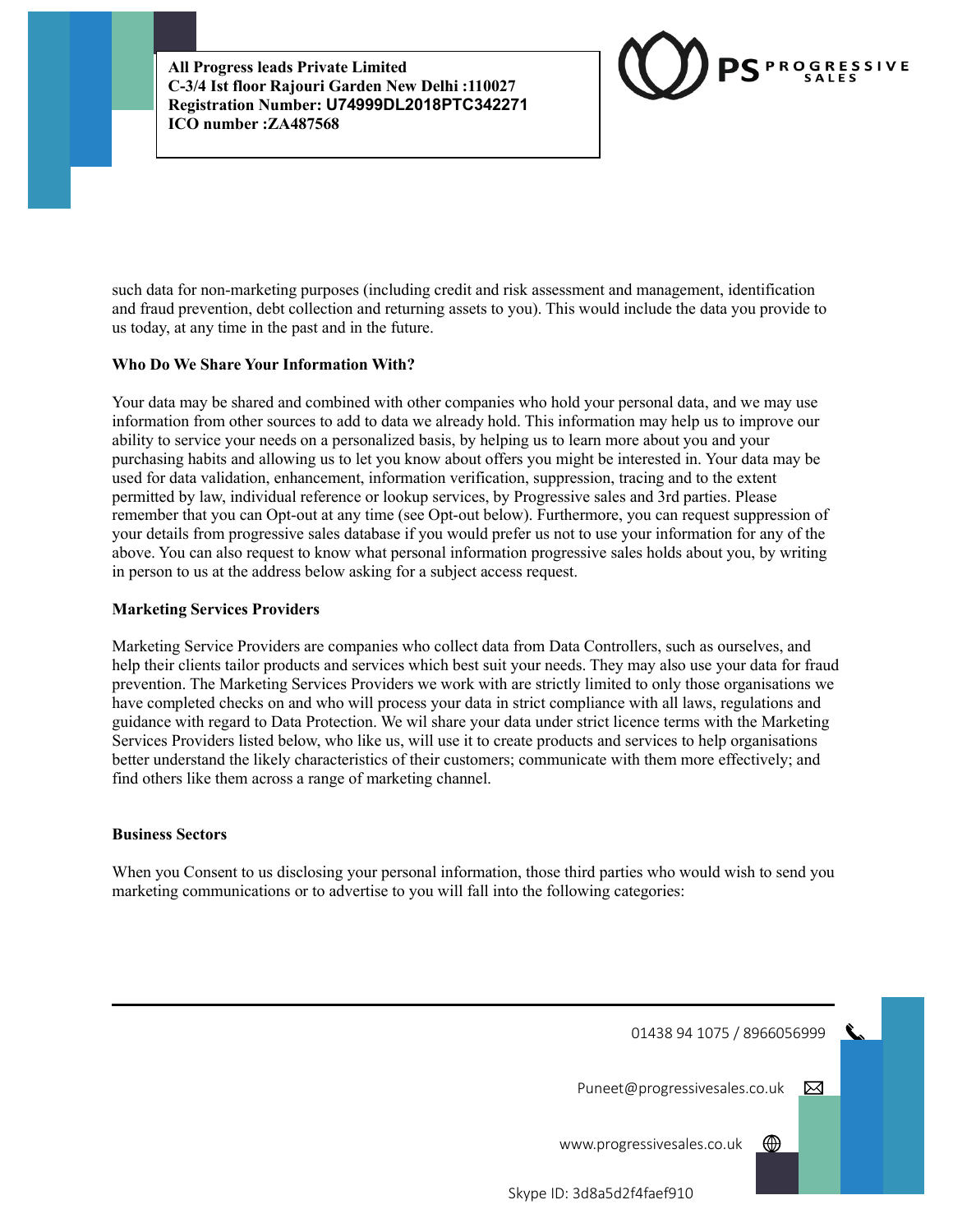such data for non-marketing purposes (including credit and risk assessment and management, identification and fraud prevention, debt collection and returning assets to you). This would include the data you provide to us today, at any time in the past and in the future.

**Who Do We Share Your Information With?**

Your data may be shared and combined with other companies who hold your personal data, and we may use information from other sources to add to data we already hold. This information may help us to improve our ability to service your needs on a personalized basis, by helping us to learn more about you and your purchasing habits and allowing us to let you know about offers you might be interested in. Your data may be used for data validation, enhancement, information verification, suppression, tracing and to the extent permitted by law, individual reference or lookup services, by Progressive sales and 3rd parties. Please remember that you can Opt-out at any time (see Opt-out below). Furthermore, you can request suppression of your details from progressive sales database if you would prefer us not to use your information for any of the above. You can also request to know what personal information progressive sales holds about you, by writing in person to us at the address below asking for a subject access request.

**Marketing Services Providers**

Marketing Service Providers are companies who collect data from Data Controllers, such as ourselves, and help their clients tailor products and services which best suit your needs. They may also use your data for fraud prevention. The Marketing Services Providers we work with are strictly limited to only those organisations we have completed checks on and who will process your data in strict compliance with all laws, regulations and guidance with regard to Data Protection. We wil share your data under strict licence terms with the Marketing Services Providers listed below, who like us, will use it to create products and services to help organisations better understand the likely characteristics of their customers; communicate with them more effectively; and find others like them across a range of marketing channel.

**Business Sectors**

When you Consent to us disclosing your personal information, those third parties who would wish to send you marketing communications or to advertise to you will fall into the following categories: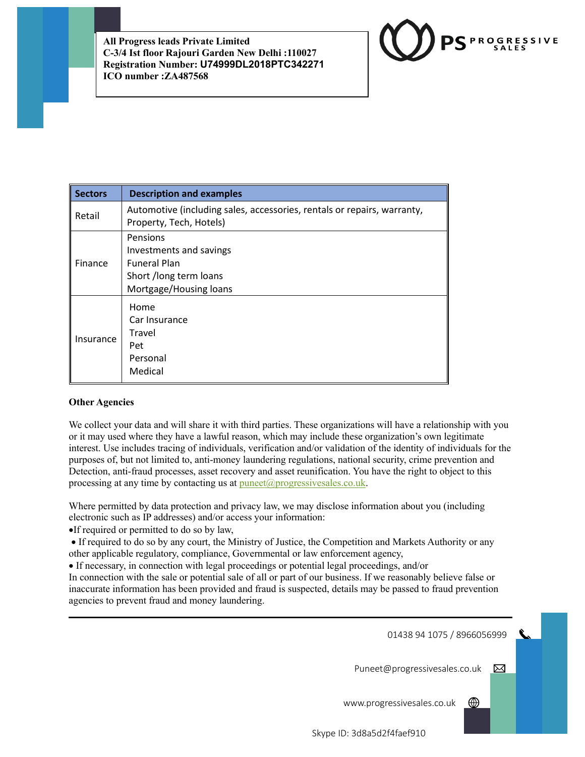**All Progress leads Private Limited**
**C-3/4 Ist floor Rajouri Garden New Delhi :110027**
**Registration Number: U74999DL2018PTC342271**
**ICO number :ZA487568**

PS PROGRESSIVE SALES

| Sectors | Description and examples |
|---|---|
| Retail | Automotive (including sales, accessories, rentals or repairs, warranty, Property, Tech, Hotels) |
| Finance | Pensions<br>Investments and savings<br>Funeral Plan<br>Short /long term loans<br>Mortgage/Housing loans |
| Insurance | Home<br>Car Insurance<br>Travel<br>Pet<br>Personal<br>Medical |

**Other Agencies**

We collect your data and will share it with third parties. These organizations will have a relationship with you or it may used where they have a lawful reason, which may include these organization's own legitimate interest. Use includes tracing of individuals, verification and/or validation of the identity of individuals for the purposes of, but not limited to, anti-money laundering regulations, national security, crime prevention and Detection, anti-fraud processes, asset recovery and asset reunification. You have the right to object to this processing at any time by contacting us at puneet@progressivesales.co.uk.

Where permitted by data protection and privacy law, we may disclose information about you (including electronic such as IP addresses) and/or access your information:

- If required or permitted to do so by law,
- If required to do so by any court, the Ministry of Justice, the Competition and Markets Authority or any other applicable regulatory, compliance, Governmental or law enforcement agency,
- If necessary, in connection with legal proceedings or potential legal proceedings, and/or

In connection with the sale or potential sale of all or part of our business. If we reasonably believe false or inaccurate information has been provided and fraud is suspected, details may be passed to fraud prevention agencies to prevent fraud and money laundering.

01438 94 1075 / 8966056999

Puneet@progressivesales.co.uk

www.progressivesales.co.uk

Skype ID: 3d8a5d2f4faef910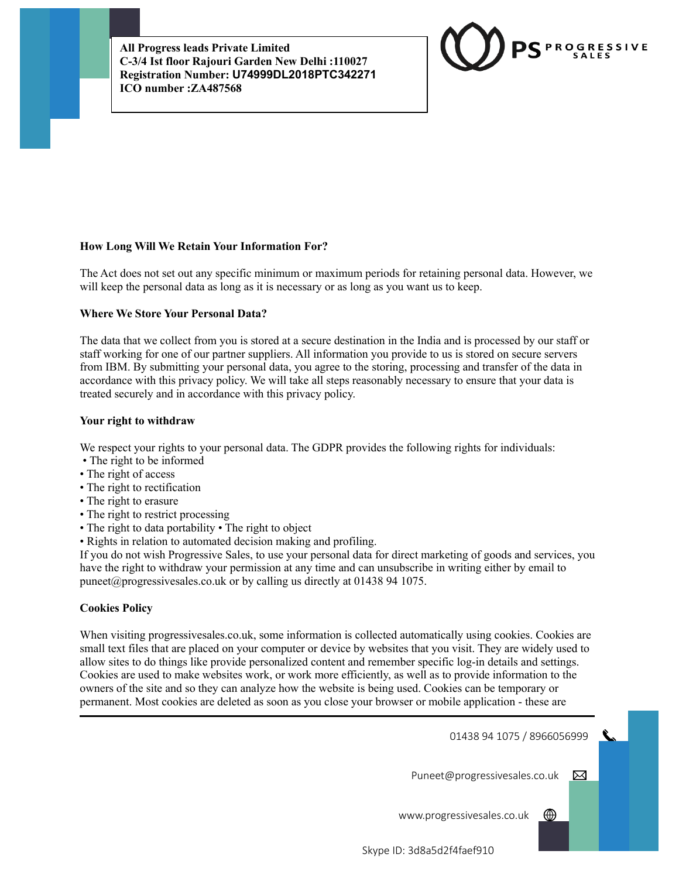### How Long Will We Retain Your Information For?

The Act does not set out any specific minimum or maximum periods for retaining personal data. However, we will keep the personal data as long as it is necessary or as long as you want us to keep.

### Where We Store Your Personal Data?

The data that we collect from you is stored at a secure destination in the India and is processed by our staff or staff working for one of our partner suppliers. All information you provide to us is stored on secure servers from IBM. By submitting your personal data, you agree to the storing, processing and transfer of the data in accordance with this privacy policy. We will take all steps reasonably necessary to ensure that your data is treated securely and in accordance with this privacy policy.

### Your right to withdraw

We respect your rights to your personal data. The GDPR provides the following rights for individuals:

- The right to be informed
- The right of access
- The right to rectification
- The right to erasure
- The right to restrict processing
- The right to data portability • The right to object
- Rights in relation to automated decision making and profiling.

If you do not wish Progressive Sales, to use your personal data for direct marketing of goods and services, you have the right to withdraw your permission at any time and can unsubscribe in writing either by email to puneet@progressivesales.co.uk or by calling us directly at 01438 94 1075.

### Cookies Policy

When visiting progressivesales.co.uk, some information is collected automatically using cookies. Cookies are small text files that are placed on your computer or device by websites that you visit. They are widely used to allow sites to do things like provide personalized content and remember specific log-in details and settings. Cookies are used to make websites work, or work more efficiently, as well as to provide information to the owners of the site and so they can analyze how the website is being used. Cookies can be temporary or permanent. Most cookies are deleted as soon as you close your browser or mobile application - these are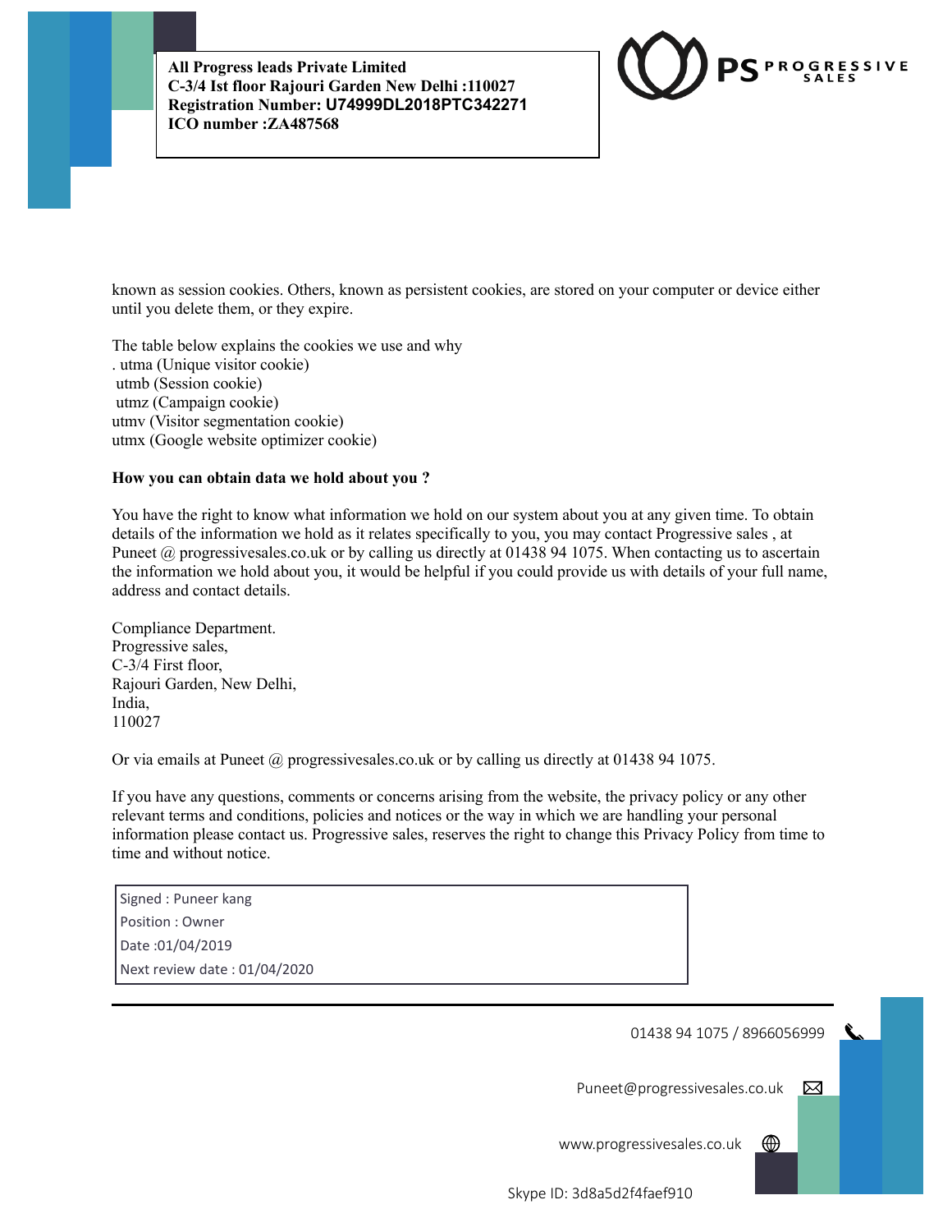known as session cookies. Others, known as persistent cookies, are stored on your computer or device either until you delete them, or they expire.

The table below explains the cookies we use and why
. utma (Unique visitor cookie)
utmb (Session cookie)
utmz (Campaign cookie)
utmv (Visitor segmentation cookie)
utmx (Google website optimizer cookie)

**How you can obtain data we hold about you ?**

You have the right to know what information we hold on our system about you at any given time. To obtain details of the information we hold as it relates specifically to you, you may contact Progressive sales , at Puneet @ progressivesales.co.uk or by calling us directly at 01438 94 1075. When contacting us to ascertain the information we hold about you, it would be helpful if you could provide us with details of your full name, address and contact details.

Compliance Department.
Progressive sales,
C-3/4 First floor,
Rajouri Garden, New Delhi,
India,
110027

Or via emails at Puneet @ progressivesales.co.uk or by calling us directly at 01438 94 1075.

If you have any questions, comments or concerns arising from the website, the privacy policy or any other relevant terms and conditions, policies and notices or the way in which we are handling your personal information please contact us. Progressive sales, reserves the right to change this Privacy Policy from time to time and without notice.

Signed : Puneer kang
Position : Owner
Date :01/04/2019
Next review date : 01/04/2020